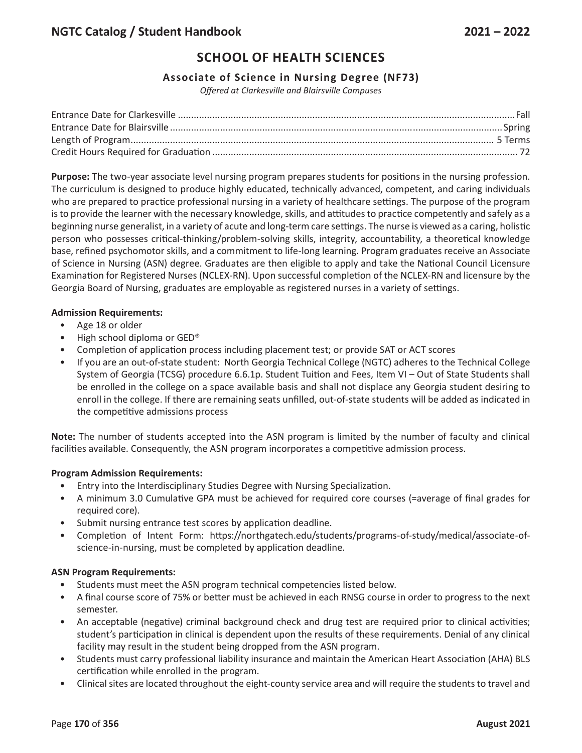# SCHOOL OF HEALTH SCIENCES

## Associate of Science in Nursing Degree (NF73)

*Offered at Clarkesville and Blairsville Campuses*

Entrance Date for Clarkesville .......... Fall
Entrance Date for Blairsville .......... Spring
Length of Program .......... 5 Terms
Credit Hours Required for Graduation .......... 72

**Purpose:** The two-year associate level nursing program prepares students for positions in the nursing profession. The curriculum is designed to produce highly educated, technically advanced, competent, and caring individuals who are prepared to practice professional nursing in a variety of healthcare settings. The purpose of the program is to provide the learner with the necessary knowledge, skills, and attitudes to practice competently and safely as a beginning nurse generalist, in a variety of acute and long-term care settings. The nurse is viewed as a caring, holistic person who possesses critical-thinking/problem-solving skills, integrity, accountability, a theoretical knowledge base, refined psychomotor skills, and a commitment to life-long learning. Program graduates receive an Associate of Science in Nursing (ASN) degree. Graduates are then eligible to apply and take the National Council Licensure Examination for Registered Nurses (NCLEX-RN). Upon successful completion of the NCLEX-RN and licensure by the Georgia Board of Nursing, graduates are employable as registered nurses in a variety of settings.

**Admission Requirements:**

- Age 18 or older
- High school diploma or GED®
- Completion of application process including placement test; or provide SAT or ACT scores
- If you are an out-of-state student: North Georgia Technical College (NGTC) adheres to the Technical College System of Georgia (TCSG) procedure 6.6.1p. Student Tuition and Fees, Item VI – Out of State Students shall be enrolled in the college on a space available basis and shall not displace any Georgia student desiring to enroll in the college. If there are remaining seats unfilled, out-of-state students will be added as indicated in the competitive admissions process

**Note:** The number of students accepted into the ASN program is limited by the number of faculty and clinical facilities available. Consequently, the ASN program incorporates a competitive admission process.

**Program Admission Requirements:**

- Entry into the Interdisciplinary Studies Degree with Nursing Specialization.
- A minimum 3.0 Cumulative GPA must be achieved for required core courses (=average of final grades for required core).
- Submit nursing entrance test scores by application deadline.
- Completion of Intent Form: https://northgatech.edu/students/programs-of-study/medical/associate-of-science-in-nursing, must be completed by application deadline.

**ASN Program Requirements:**

- Students must meet the ASN program technical competencies listed below.
- A final course score of 75% or better must be achieved in each RNSG course in order to progress to the next semester.
- An acceptable (negative) criminal background check and drug test are required prior to clinical activities; student's participation in clinical is dependent upon the results of these requirements. Denial of any clinical facility may result in the student being dropped from the ASN program.
- Students must carry professional liability insurance and maintain the American Heart Association (AHA) BLS certification while enrolled in the program.
- Clinical sites are located throughout the eight-county service area and will require the students to travel and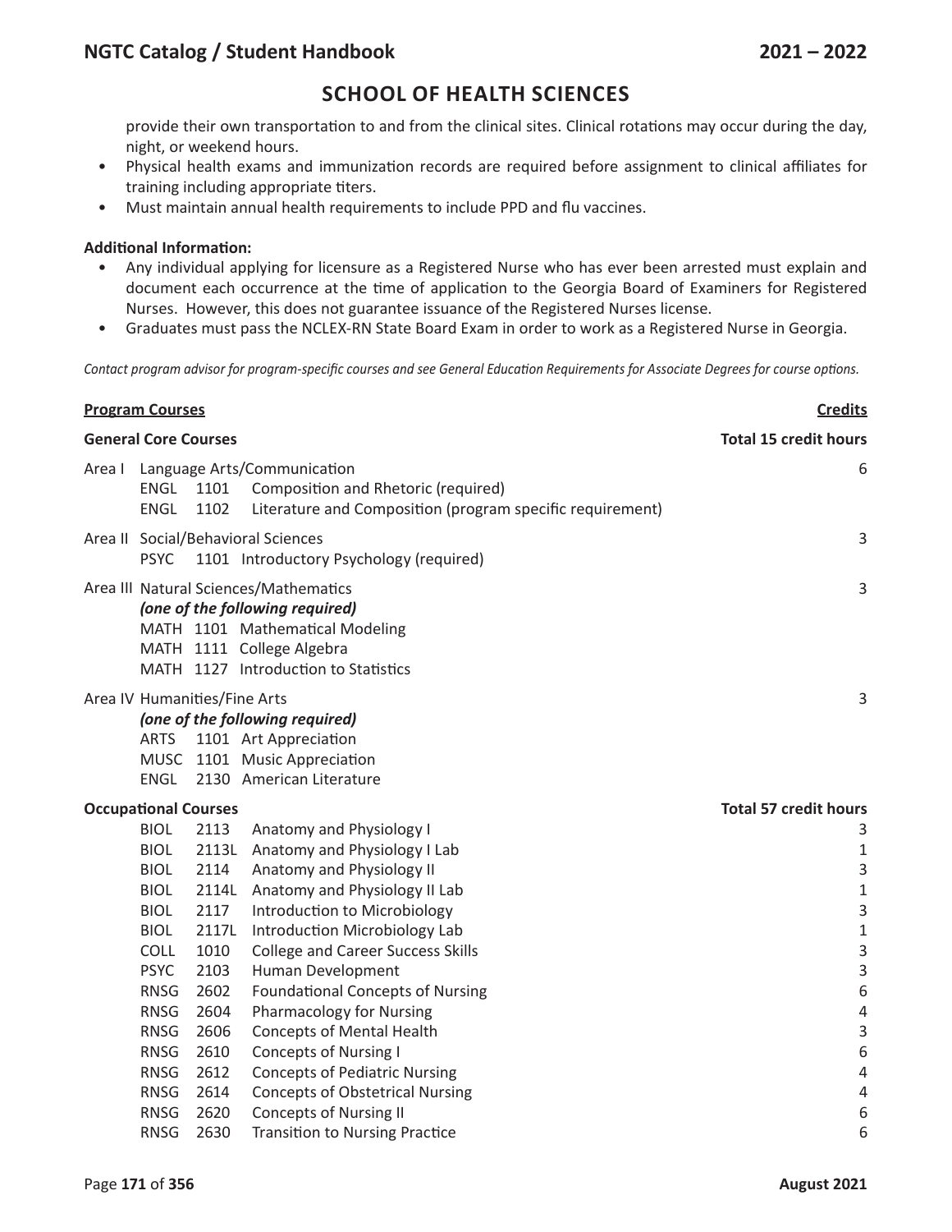## SCHOOL OF HEALTH SCIENCES

provide their own transportation to and from the clinical sites. Clinical rotations may occur during the day, night, or weekend hours.

- Physical health exams and immunization records are required before assignment to clinical affiliates for training including appropriate titers.
- Must maintain annual health requirements to include PPD and flu vaccines.

**Additional Information:**

- Any individual applying for licensure as a Registered Nurse who has ever been arrested must explain and document each occurrence at the time of application to the Georgia Board of Examiners for Registered Nurses. However, this does not guarantee issuance of the Registered Nurses license.
- Graduates must pass the NCLEX-RN State Board Exam in order to work as a Registered Nurse in Georgia.

*Contact program advisor for program-specific courses and see General Education Requirements for Associate Degrees for course options.*

| **Program Courses** | | | **Credits** |
|---|---|---|---|
| **General Core Courses** | | | **Total 15 credit hours** |
| Area I Language Arts/Communication | | | 6 |
| ENGL | 1101 | Composition and Rhetoric (required) | |
| ENGL | 1102 | Literature and Composition (program specific requirement) | |
| Area II Social/Behavioral Sciences | | | 3 |
| PSYC | 1101 | Introductory Psychology (required) | |
| Area III Natural Sciences/Mathematics *(one of the following required)* | | | 3 |
| MATH | 1101 | Mathematical Modeling | |
| MATH | 1111 | College Algebra | |
| MATH | 1127 | Introduction to Statistics | |
| Area IV Humanities/Fine Arts *(one of the following required)* | | | 3 |
| ARTS | 1101 | Art Appreciation | |
| MUSC | 1101 | Music Appreciation | |
| ENGL | 2130 | American Literature | |
| **Occupational Courses** | | | **Total 57 credit hours** |
| BIOL | 2113 | Anatomy and Physiology I | 3 |
| BIOL | 2113L | Anatomy and Physiology I Lab | 1 |
| BIOL | 2114 | Anatomy and Physiology II | 3 |
| BIOL | 2114L | Anatomy and Physiology II Lab | 1 |
| BIOL | 2117 | Introduction to Microbiology | 3 |
| BIOL | 2117L | Introduction Microbiology Lab | 1 |
| COLL | 1010 | College and Career Success Skills | 3 |
| PSYC | 2103 | Human Development | 3 |
| RNSG | 2602 | Foundational Concepts of Nursing | 6 |
| RNSG | 2604 | Pharmacology for Nursing | 4 |
| RNSG | 2606 | Concepts of Mental Health | 3 |
| RNSG | 2610 | Concepts of Nursing I | 6 |
| RNSG | 2612 | Concepts of Pediatric Nursing | 4 |
| RNSG | 2614 | Concepts of Obstetrical Nursing | 4 |
| RNSG | 2620 | Concepts of Nursing II | 6 |
| RNSG | 2630 | Transition to Nursing Practice | 6 |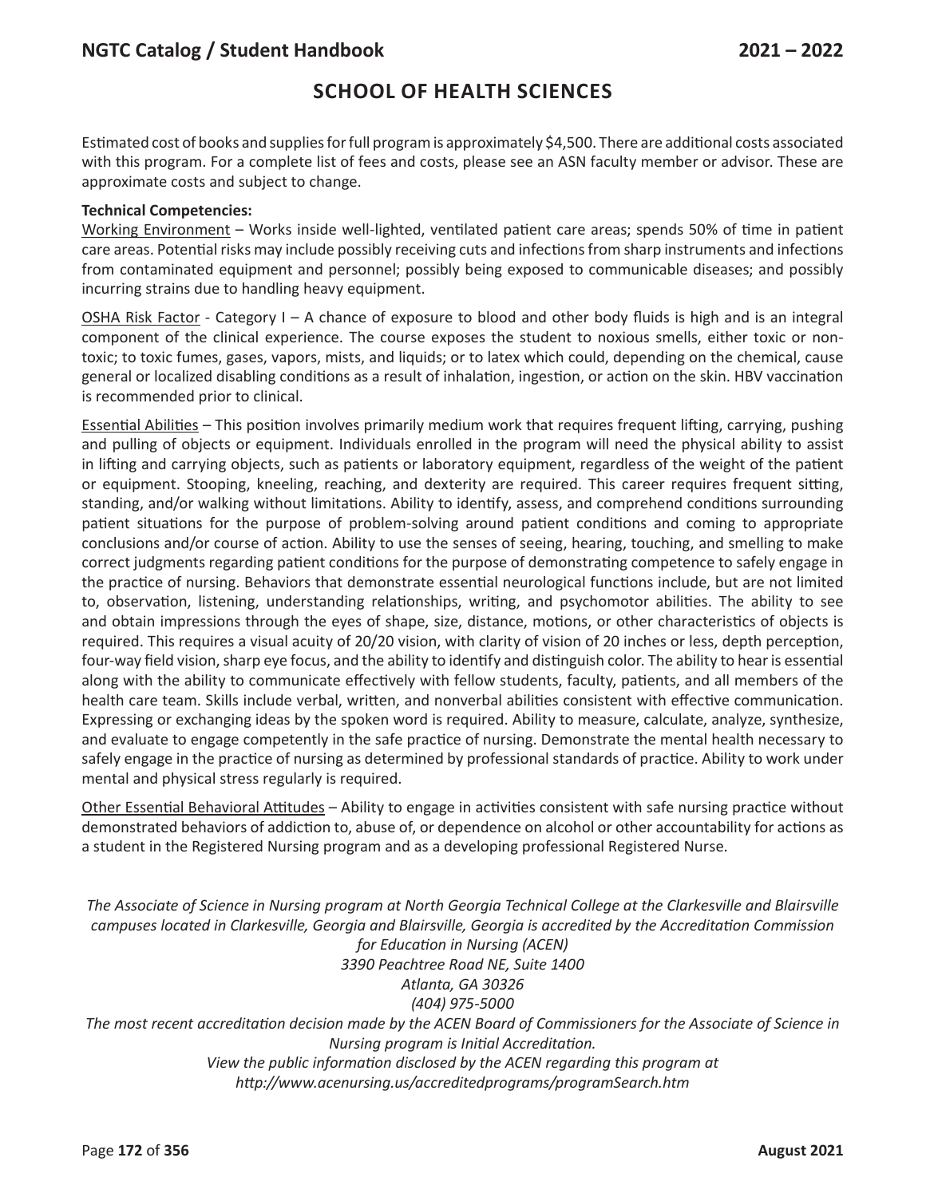## SCHOOL OF HEALTH SCIENCES

Estimated cost of books and supplies for full program is approximately $4,500. There are additional costs associated with this program. For a complete list of fees and costs, please see an ASN faculty member or advisor. These are approximate costs and subject to change.

**Technical Competencies:**

Working Environment – Works inside well-lighted, ventilated patient care areas; spends 50% of time in patient care areas. Potential risks may include possibly receiving cuts and infections from sharp instruments and infections from contaminated equipment and personnel; possibly being exposed to communicable diseases; and possibly incurring strains due to handling heavy equipment.

OSHA Risk Factor - Category I – A chance of exposure to blood and other body fluids is high and is an integral component of the clinical experience. The course exposes the student to noxious smells, either toxic or non-toxic; to toxic fumes, gases, vapors, mists, and liquids; or to latex which could, depending on the chemical, cause general or localized disabling conditions as a result of inhalation, ingestion, or action on the skin. HBV vaccination is recommended prior to clinical.

Essential Abilities – This position involves primarily medium work that requires frequent lifting, carrying, pushing and pulling of objects or equipment. Individuals enrolled in the program will need the physical ability to assist in lifting and carrying objects, such as patients or laboratory equipment, regardless of the weight of the patient or equipment. Stooping, kneeling, reaching, and dexterity are required. This career requires frequent sitting, standing, and/or walking without limitations. Ability to identify, assess, and comprehend conditions surrounding patient situations for the purpose of problem-solving around patient conditions and coming to appropriate conclusions and/or course of action. Ability to use the senses of seeing, hearing, touching, and smelling to make correct judgments regarding patient conditions for the purpose of demonstrating competence to safely engage in the practice of nursing. Behaviors that demonstrate essential neurological functions include, but are not limited to, observation, listening, understanding relationships, writing, and psychomotor abilities. The ability to see and obtain impressions through the eyes of shape, size, distance, motions, or other characteristics of objects is required. This requires a visual acuity of 20/20 vision, with clarity of vision of 20 inches or less, depth perception, four-way field vision, sharp eye focus, and the ability to identify and distinguish color. The ability to hear is essential along with the ability to communicate effectively with fellow students, faculty, patients, and all members of the health care team. Skills include verbal, written, and nonverbal abilities consistent with effective communication. Expressing or exchanging ideas by the spoken word is required. Ability to measure, calculate, analyze, synthesize, and evaluate to engage competently in the safe practice of nursing. Demonstrate the mental health necessary to safely engage in the practice of nursing as determined by professional standards of practice. Ability to work under mental and physical stress regularly is required.

Other Essential Behavioral Attitudes – Ability to engage in activities consistent with safe nursing practice without demonstrated behaviors of addiction to, abuse of, or dependence on alcohol or other accountability for actions as a student in the Registered Nursing program and as a developing professional Registered Nurse.

*The Associate of Science in Nursing program at North Georgia Technical College at the Clarkesville and Blairsville campuses located in Clarkesville, Georgia and Blairsville, Georgia is accredited by the Accreditation Commission for Education in Nursing (ACEN)*
*3390 Peachtree Road NE, Suite 1400*
*Atlanta, GA 30326*
*(404) 975-5000*
*The most recent accreditation decision made by the ACEN Board of Commissioners for the Associate of Science in Nursing program is Initial Accreditation.*
*View the public information disclosed by the ACEN regarding this program at*
*http://www.acenursing.us/accreditedprograms/programSearch.htm*